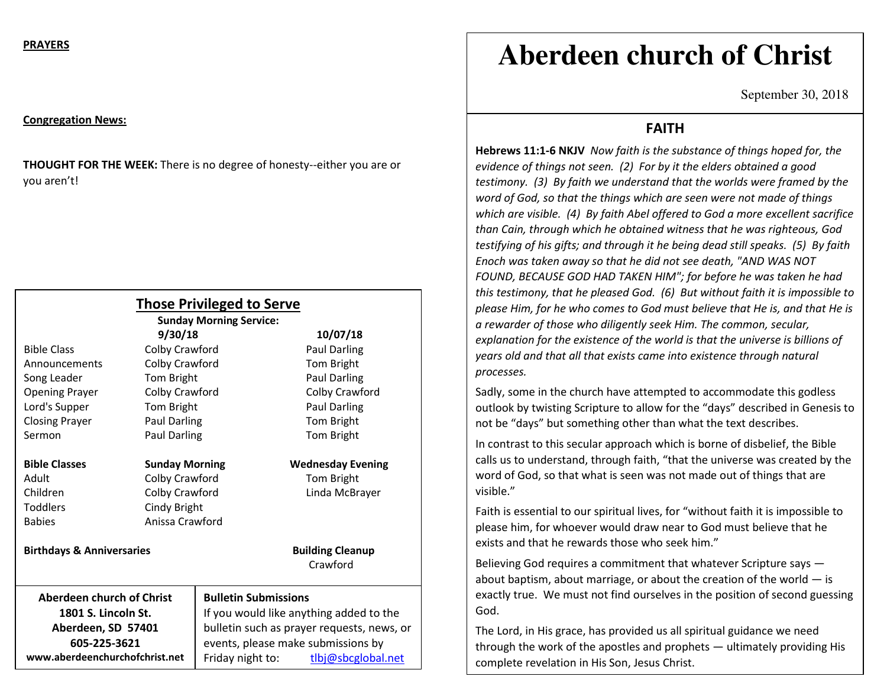**PRAYERS**

**Congregation News:**

**THOUGHT FOR THE WEEK:** There is no degree of honesty--either you are or you aren't!

## Those Privileged to Serve

**Sunday Morning Service:**

| | 9/30/18 | 10/07/18 |
|---|---|---|
| Bible Class | Colby Crawford | Paul Darling |
| Announcements | Colby Crawford | Tom Bright |
| Song Leader | Tom Bright | Paul Darling |
| Opening Prayer | Colby Crawford | Colby Crawford |
| Lord's Supper | Tom Bright | Paul Darling |
| Closing Prayer | Paul Darling | Tom Bright |
| Sermon | Paul Darling | Tom Bright |

| **Bible Classes** | **Sunday Morning** | **Wednesday Evening** |
|---|---|---|
| Adult | Colby Crawford | Tom Bright |
| Children | Colby Crawford | Linda McBrayer |
| Toddlers | Cindy Bright | |
| Babies | Anissa Crawford | |

**Birthdays & Anniversaries**

**Building Cleanup**
Crawford

**Aberdeen church of Christ**
**1801 S. Lincoln St.**
**Aberdeen, SD 57401**
**605-225-3621**
**www.aberdeenchurchofchrist.net**

**Bulletin Submissions**
If you would like anything added to the bulletin such as prayer requests, news, or events, please make submissions by Friday night to: tlbj@sbcglobal.net

# Aberdeen church of Christ

September 30, 2018

## FAITH

**Hebrews 11:1-6 NKJV** *Now faith is the substance of things hoped for, the evidence of things not seen. (2) For by it the elders obtained a good testimony. (3) By faith we understand that the worlds were framed by the word of God, so that the things which are seen were not made of things which are visible. (4) By faith Abel offered to God a more excellent sacrifice than Cain, through which he obtained witness that he was righteous, God testifying of his gifts; and through it he being dead still speaks. (5) By faith Enoch was taken away so that he did not see death, "AND WAS NOT FOUND, BECAUSE GOD HAD TAKEN HIM"; for before he was taken he had this testimony, that he pleased God. (6) But without faith it is impossible to please Him, for he who comes to God must believe that He is, and that He is a rewarder of those who diligently seek Him. The common, secular, explanation for the existence of the world is that the universe is billions of years old and that all that exists came into existence through natural processes.*

Sadly, some in the church have attempted to accommodate this godless outlook by twisting Scripture to allow for the "days" described in Genesis to not be "days" but something other than what the text describes.

In contrast to this secular approach which is borne of disbelief, the Bible calls us to understand, through faith, "that the universe was created by the word of God, so that what is seen was not made out of things that are visible."

Faith is essential to our spiritual lives, for "without faith it is impossible to please him, for whoever would draw near to God must believe that he exists and that he rewards those who seek him."

Believing God requires a commitment that whatever Scripture says — about baptism, about marriage, or about the creation of the world — is exactly true. We must not find ourselves in the position of second guessing God.

The Lord, in His grace, has provided us all spiritual guidance we need through the work of the apostles and prophets — ultimately providing His complete revelation in His Son, Jesus Christ.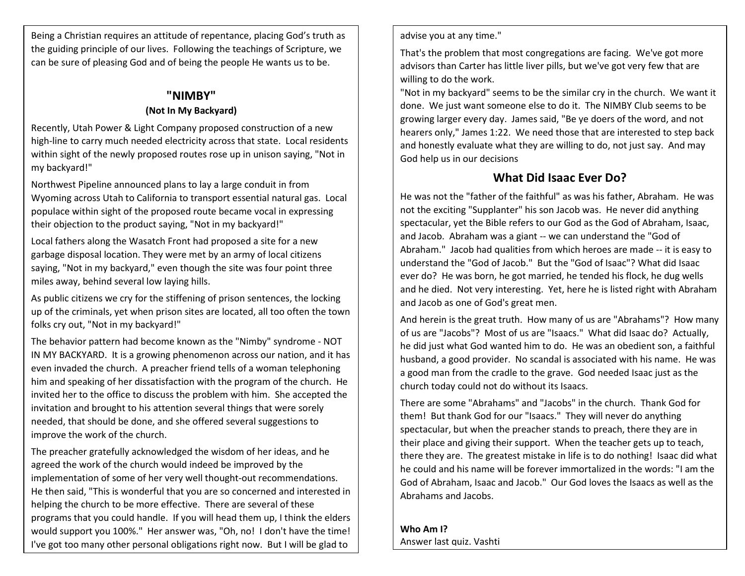Being a Christian requires an attitude of repentance, placing God's truth as the guiding principle of our lives. Following the teachings of Scripture, we can be sure of pleasing God and of being the people He wants us to be.

## "NIMBY"

### (Not In My Backyard)

Recently, Utah Power & Light Company proposed construction of a new high-line to carry much needed electricity across that state. Local residents within sight of the newly proposed routes rose up in unison saying, "Not in my backyard!"

Northwest Pipeline announced plans to lay a large conduit in from Wyoming across Utah to California to transport essential natural gas. Local populace within sight of the proposed route became vocal in expressing their objection to the product saying, "Not in my backyard!"

Local fathers along the Wasatch Front had proposed a site for a new garbage disposal location. They were met by an army of local citizens saying, "Not in my backyard," even though the site was four point three miles away, behind several low laying hills.

As public citizens we cry for the stiffening of prison sentences, the locking up of the criminals, yet when prison sites are located, all too often the town folks cry out, "Not in my backyard!"

The behavior pattern had become known as the "Nimby" syndrome - NOT IN MY BACKYARD. It is a growing phenomenon across our nation, and it has even invaded the church. A preacher friend tells of a woman telephoning him and speaking of her dissatisfaction with the program of the church. He invited her to the office to discuss the problem with him. She accepted the invitation and brought to his attention several things that were sorely needed, that should be done, and she offered several suggestions to improve the work of the church.

The preacher gratefully acknowledged the wisdom of her ideas, and he agreed the work of the church would indeed be improved by the implementation of some of her very well thought-out recommendations. He then said, "This is wonderful that you are so concerned and interested in helping the church to be more effective. There are several of these programs that you could handle. If you will head them up, I think the elders would support you 100%." Her answer was, "Oh, no! I don't have the time! I've got too many other personal obligations right now. But I will be glad to advise you at any time."

That's the problem that most congregations are facing. We've got more advisors than Carter has little liver pills, but we've got very few that are willing to do the work.

"Not in my backyard" seems to be the similar cry in the church. We want it done. We just want someone else to do it. The NIMBY Club seems to be growing larger every day. James said, "Be ye doers of the word, and not hearers only," James 1:22. We need those that are interested to step back and honestly evaluate what they are willing to do, not just say. And may God help us in our decisions

## What Did Isaac Ever Do?

He was not the "father of the faithful" as was his father, Abraham. He was not the exciting "Supplanter" his son Jacob was. He never did anything spectacular, yet the Bible refers to our God as the God of Abraham, Isaac, and Jacob. Abraham was a giant -- we can understand the "God of Abraham." Jacob had qualities from which heroes are made -- it is easy to understand the "God of Jacob." But the "God of Isaac"? What did Isaac ever do? He was born, he got married, he tended his flock, he dug wells and he died. Not very interesting. Yet, here he is listed right with Abraham and Jacob as one of God's great men.

And herein is the great truth. How many of us are "Abrahams"? How many of us are "Jacobs"? Most of us are "Isaacs." What did Isaac do? Actually, he did just what God wanted him to do. He was an obedient son, a faithful husband, a good provider. No scandal is associated with his name. He was a good man from the cradle to the grave. God needed Isaac just as the church today could not do without its Isaacs.

There are some "Abrahams" and "Jacobs" in the church. Thank God for them! But thank God for our "Isaacs." They will never do anything spectacular, but when the preacher stands to preach, there they are in their place and giving their support. When the teacher gets up to teach, there they are. The greatest mistake in life is to do nothing! Isaac did what he could and his name will be forever immortalized in the words: "I am the God of Abraham, Isaac and Jacob." Our God loves the Isaacs as well as the Abrahams and Jacobs.

**Who Am I?**
Answer last quiz. Vashti